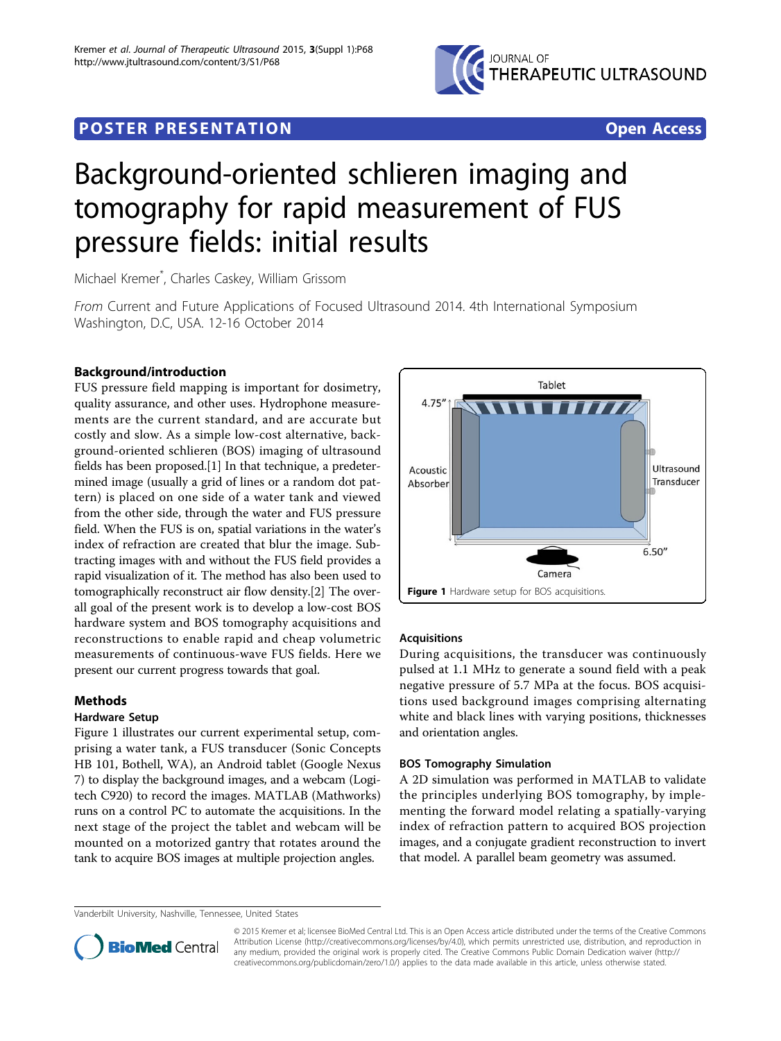## POSTER PRESENTATION

**Open Access**

# Background-oriented schlieren imaging and tomography for rapid measurement of FUS pressure fields: initial results

Michael Kremer*, Charles Caskey, William Grissom

*From* Current and Future Applications of Focused Ultrasound 2014. 4th International Symposium
Washington, D.C, USA. 12-16 October 2014

### Background/introduction

FUS pressure field mapping is important for dosimetry, quality assurance, and other uses. Hydrophone measurements are the current standard, and are accurate but costly and slow. As a simple low-cost alternative, background-oriented schlieren (BOS) imaging of ultrasound fields has been proposed.[1] In that technique, a predetermined image (usually a grid of lines or a random dot pattern) is placed on one side of a water tank and viewed from the other side, through the water and FUS pressure field. When the FUS is on, spatial variations in the water's index of refraction are created that blur the image. Subtracting images with and without the FUS field provides a rapid visualization of it. The method has also been used to tomographically reconstruct air flow density.[2] The overall goal of the present work is to develop a low-cost BOS hardware system and BOS tomography acquisitions and reconstructions to enable rapid and cheap volumetric measurements of continuous-wave FUS fields. Here we present our current progress towards that goal.

### Methods

#### Hardware Setup

Figure 1 illustrates our current experimental setup, comprising a water tank, a FUS transducer (Sonic Concepts HB 101, Bothell, WA), an Android tablet (Google Nexus 7) to display the background images, and a webcam (Logitech C920) to record the images. MATLAB (Mathworks) runs on a control PC to automate the acquisitions. In the next stage of the project the tablet and webcam will be mounted on a motorized gantry that rotates around the tank to acquire BOS images at multiple projection angles.

**Figure 1** Hardware setup for BOS acquisitions.

#### Acquisitions

During acquisitions, the transducer was continuously pulsed at 1.1 MHz to generate a sound field with a peak negative pressure of 5.7 MPa at the focus. BOS acquisitions used background images comprising alternating white and black lines with varying positions, thicknesses and orientation angles.

#### BOS Tomography Simulation

A 2D simulation was performed in MATLAB to validate the principles underlying BOS tomography, by implementing the forward model relating a spatially-varying index of refraction pattern to acquired BOS projection images, and a conjugate gradient reconstruction to invert that model. A parallel beam geometry was assumed.

Vanderbilt University, Nashville, Tennessee, United States

© 2015 Kremer et al; licensee BioMed Central Ltd. This is an Open Access article distributed under the terms of the Creative Commons Attribution License (http://creativecommons.org/licenses/by/4.0), which permits unrestricted use, distribution, and reproduction in any medium, provided the original work is properly cited. The Creative Commons Public Domain Dedication waiver (http://creativecommons.org/publicdomain/zero/1.0/) applies to the data made available in this article, unless otherwise stated.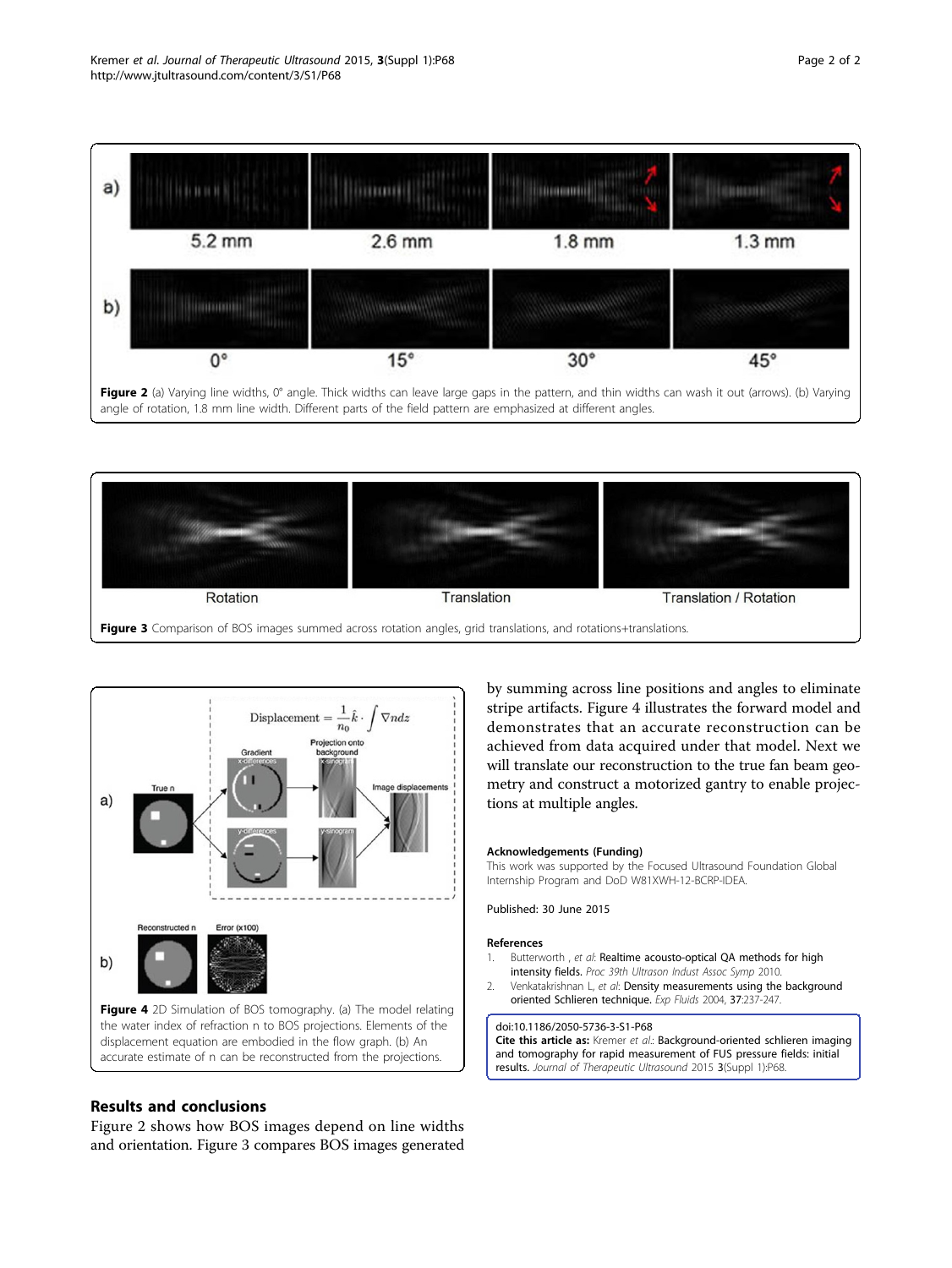a)

5.2 mm

2.6 mm

1.8 mm

1.3 mm

b)

0°

15°

30°

45°

**Figure 2** (a) Varying line widths, 0° angle. Thick widths can leave large gaps in the pattern, and thin widths can wash it out (arrows). (b) Varying angle of rotation, 1.8 mm line width. Different parts of the field pattern are emphasized at different angles.

Rotation

Translation

Translation / Rotation

**Figure 3** Comparison of BOS images summed across rotation angles, grid translations, and rotations+translations.

$$\text{Displacement} = \frac{1}{n_0}\hat{k} \cdot \int \nabla n dz$$

a)

True n

Gradient

x-differences

y-differences

Projection onto background

x-sinogram

y-sinogram

Image displacements

b)

Reconstructed n

Error (x100)

**Figure 4** 2D Simulation of BOS tomography. (a) The model relating the water index of refraction n to BOS projections. Elements of the displacement equation are embodied in the flow graph. (b) An accurate estimate of n can be reconstructed from the projections.

## Results and conclusions

Figure 2 shows how BOS images depend on line widths and orientation. Figure 3 compares BOS images generated by summing across line positions and angles to eliminate stripe artifacts. Figure 4 illustrates the forward model and demonstrates that an accurate reconstruction can be achieved from data acquired under that model. Next we will translate our reconstruction to the true fan beam geometry and construct a motorized gantry to enable projections at multiple angles.

### Acknowledgements (Funding)

This work was supported by the Focused Ultrasound Foundation Global Internship Program and DoD W81XWH-12-BCRP-IDEA.

Published: 30 June 2015

### References

1. Butterworth , *et al*: Realtime acousto-optical QA methods for high intensity fields. *Proc 39th Ultrason Indust Assoc Symp* 2010.
2. Venkatakrishnan L, *et al*: Density measurements using the background oriented Schlieren technique. *Exp Fluids* 2004, **37**:237-247.

doi:10.1186/2050-5736-3-S1-P68

**Cite this article as:** Kremer *et al*.: Background-oriented schlieren imaging and tomography for rapid measurement of FUS pressure fields: initial results. *Journal of Therapeutic Ultrasound* 2015 **3**(Suppl 1):P68.